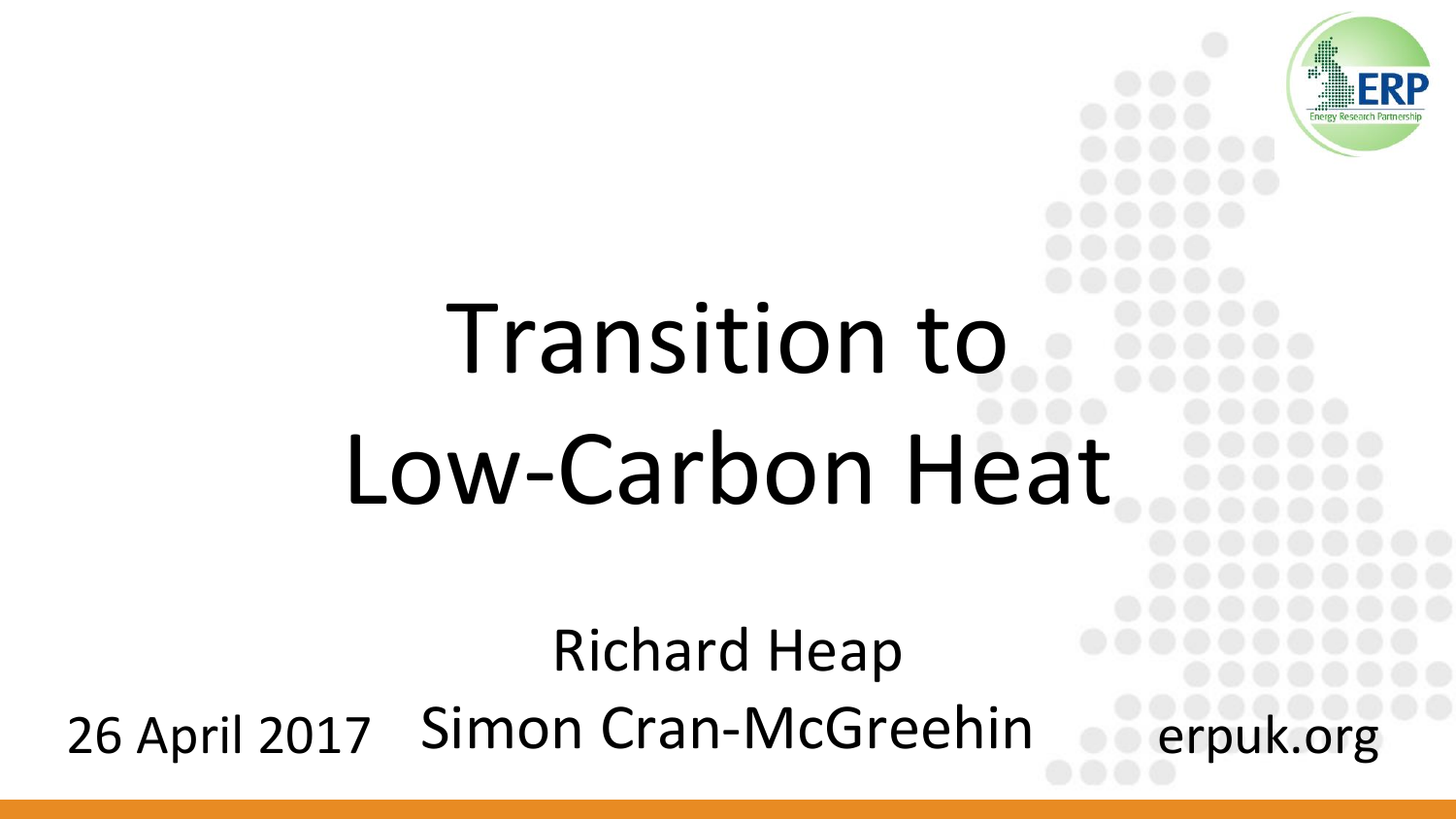# Transition to Low-Carbon Heat

Richard Heap

Simon Cran-McGreehin

26 April 2017

erpuk.org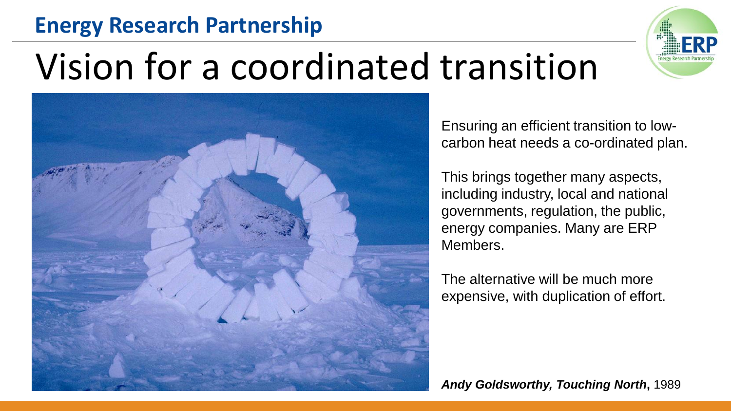**Energy Research Partnership**

# Vision for a coordinated transition

Ensuring an efficient transition to low-carbon heat needs a co-ordinated plan.

This brings together many aspects, including industry, local and national governments, regulation, the public, energy companies. Many are ERP Members.

The alternative will be much more expensive, with duplication of effort.

***Andy Goldsworthy, Touching North***, 1989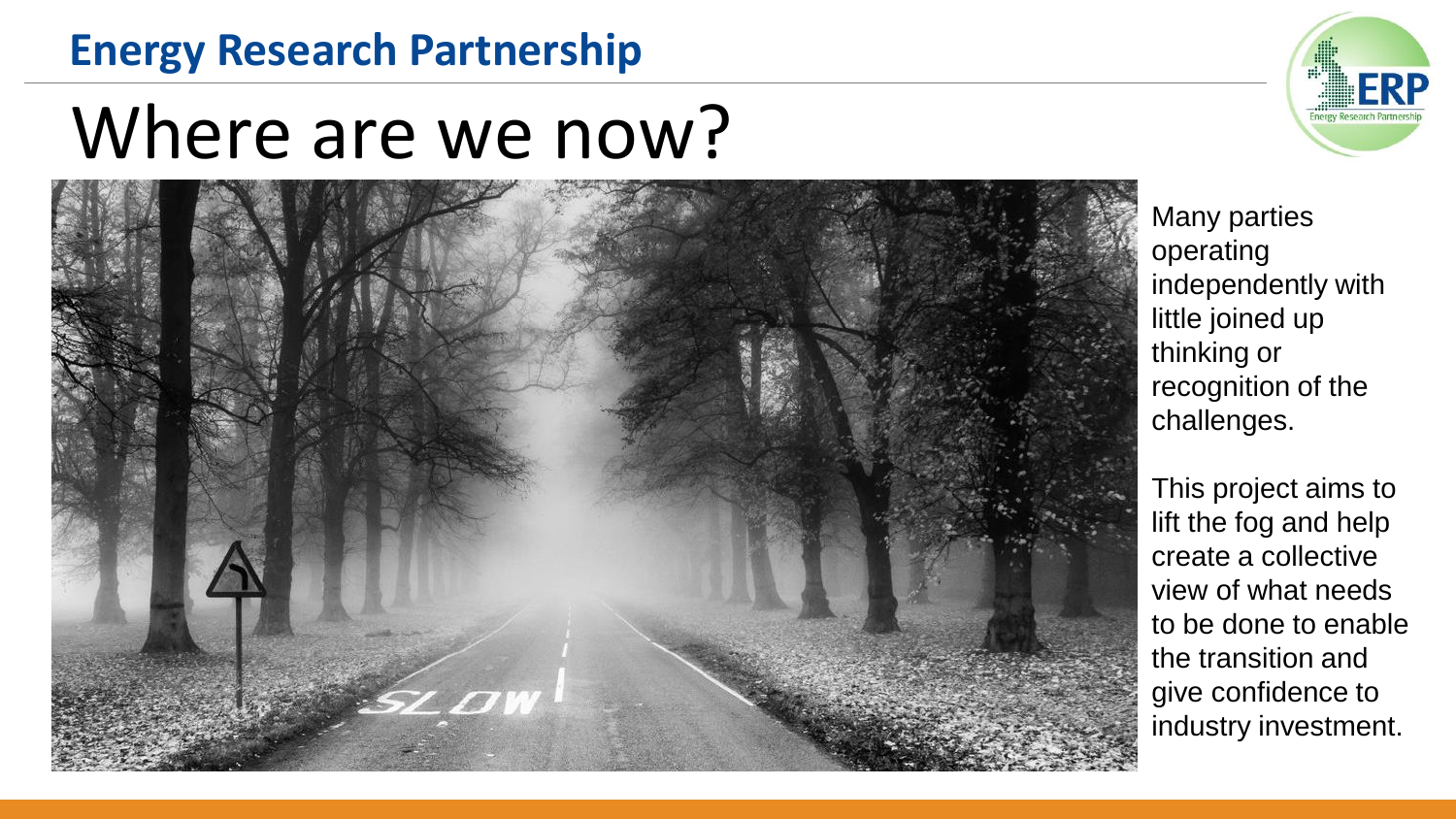# Where are we now?

Many parties operating independently with little joined up thinking or recognition of the challenges.

This project aims to lift the fog and help create a collective view of what needs to be done to enable the transition and give confidence to industry investment.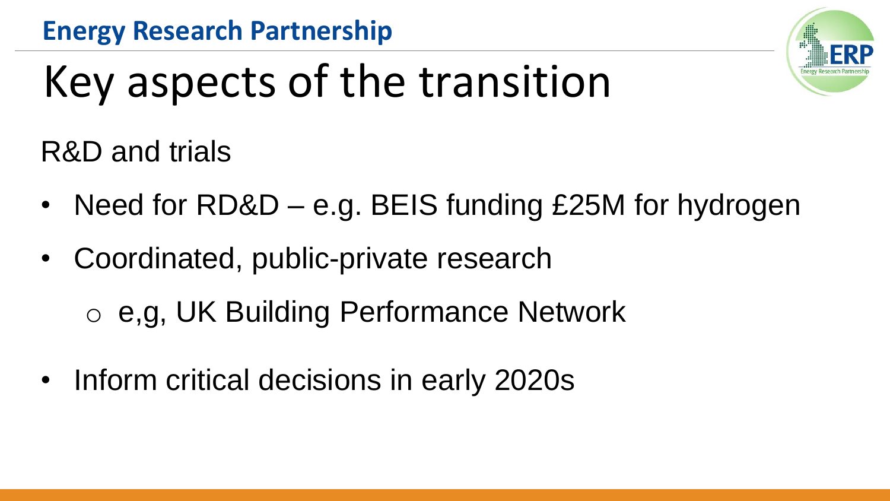# Key aspects of the transition

R&D and trials

- Need for RD&D – e.g. BEIS funding £25M for hydrogen
- Coordinated, public-private research
  - e,g, UK Building Performance Network
- Inform critical decisions in early 2020s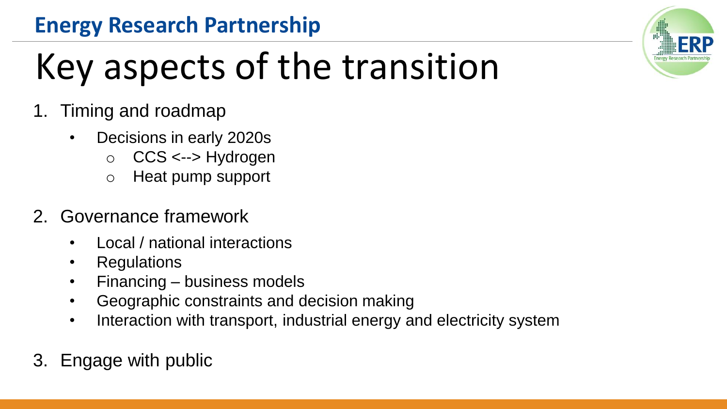**Energy Research Partnership**

# Key aspects of the transition

1. Timing and roadmap
   - Decisions in early 2020s
     - CCS <--> Hydrogen
     - Heat pump support
2. Governance framework
   - Local / national interactions
   - Regulations
   - Financing – business models
   - Geographic constraints and decision making
   - Interaction with transport, industrial energy and electricity system
3. Engage with public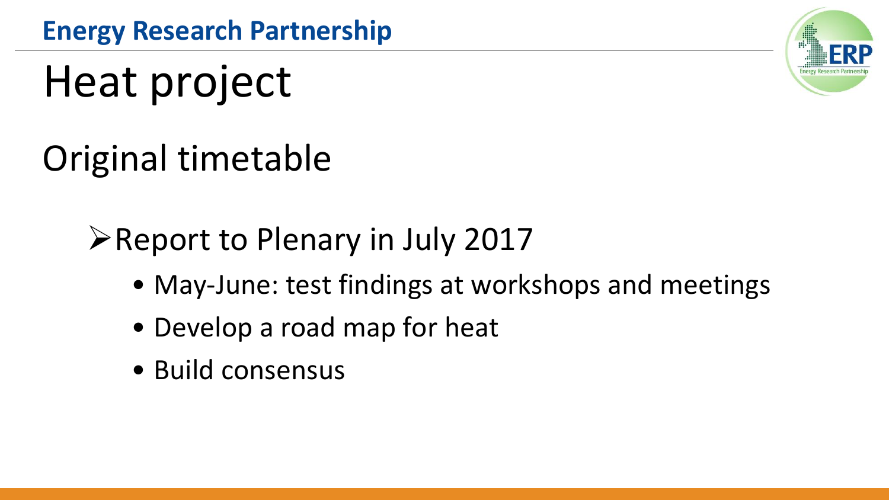# Heat project

## Original timetable

- Report to Plenary in July 2017
  - May-June: test findings at workshops and meetings
  - Develop a road map for heat
  - Build consensus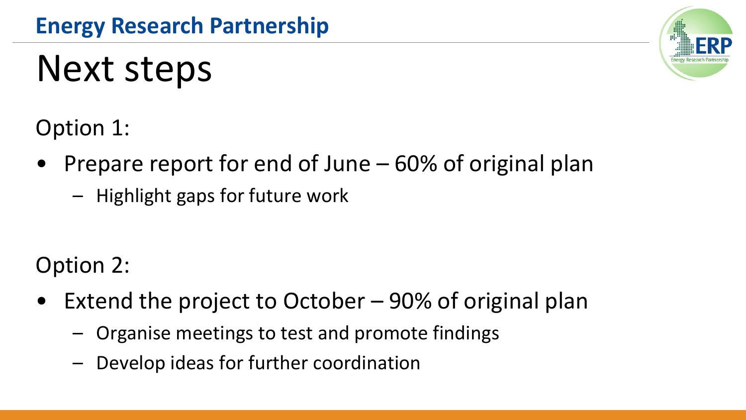# Next steps

Option 1:

- Prepare report for end of June – 60% of original plan
  - Highlight gaps for future work

Option 2:

- Extend the project to October – 90% of original plan
  - Organise meetings to test and promote findings
  - Develop ideas for further coordination